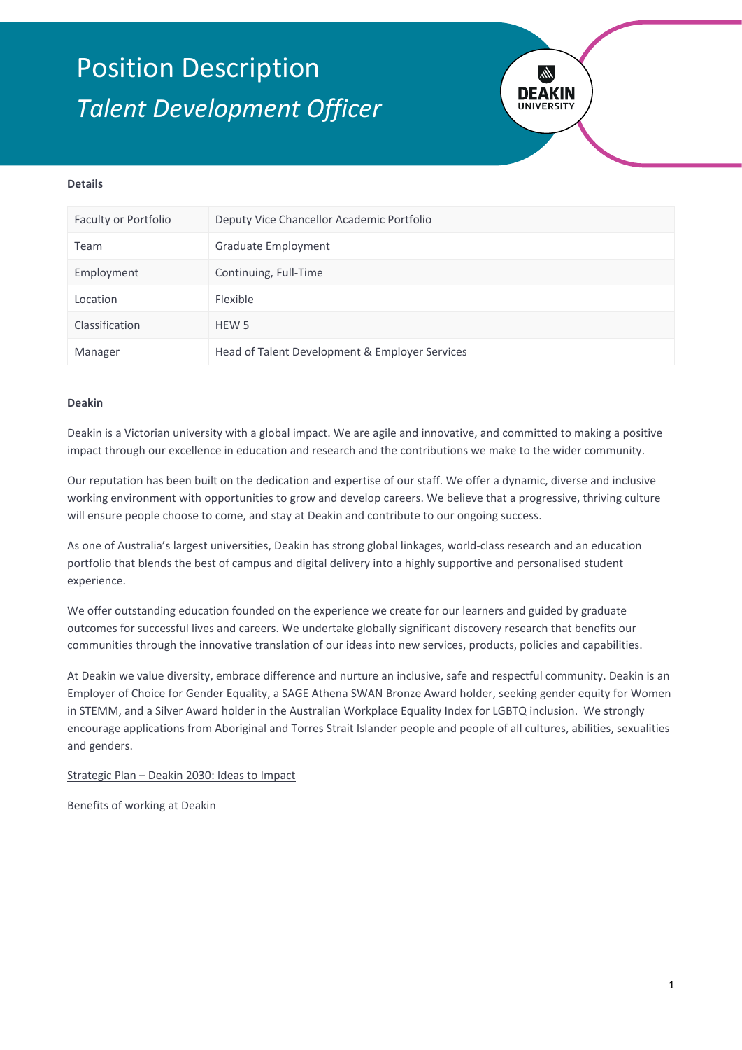# Position Description

## *Talent Development Officer*

**Details**

| Faculty or Portfolio | Deputy Vice Chancellor Academic Portfolio |
|---|---|
| Team | Graduate Employment |
| Employment | Continuing, Full-Time |
| Location | Flexible |
| Classification | HEW 5 |
| Manager | Head of Talent Development & Employer Services |

**Deakin**

Deakin is a Victorian university with a global impact. We are agile and innovative, and committed to making a positive impact through our excellence in education and research and the contributions we make to the wider community.

Our reputation has been built on the dedication and expertise of our staff. We offer a dynamic, diverse and inclusive working environment with opportunities to grow and develop careers. We believe that a progressive, thriving culture will ensure people choose to come, and stay at Deakin and contribute to our ongoing success.

As one of Australia's largest universities, Deakin has strong global linkages, world-class research and an education portfolio that blends the best of campus and digital delivery into a highly supportive and personalised student experience.

We offer outstanding education founded on the experience we create for our learners and guided by graduate outcomes for successful lives and careers. We undertake globally significant discovery research that benefits our communities through the innovative translation of our ideas into new services, products, policies and capabilities.

At Deakin we value diversity, embrace difference and nurture an inclusive, safe and respectful community. Deakin is an Employer of Choice for Gender Equality, a SAGE Athena SWAN Bronze Award holder, seeking gender equity for Women in STEMM, and a Silver Award holder in the Australian Workplace Equality Index for LGBTQ inclusion. We strongly encourage applications from Aboriginal and Torres Strait Islander people and people of all cultures, abilities, sexualities and genders.

Strategic Plan – Deakin 2030: Ideas to Impact

Benefits of working at Deakin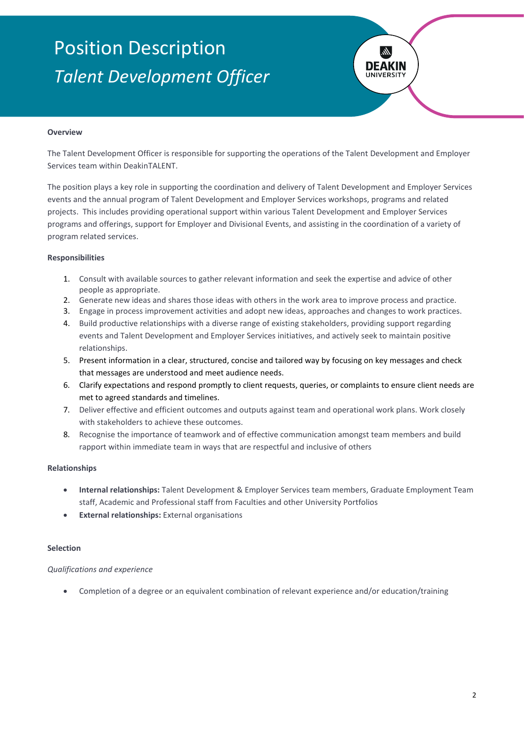# Position Description
## *Talent Development Officer*

**Overview**

The Talent Development Officer is responsible for supporting the operations of the Talent Development and Employer Services team within DeakinTALENT.

The position plays a key role in supporting the coordination and delivery of Talent Development and Employer Services events and the annual program of Talent Development and Employer Services workshops, programs and related projects. This includes providing operational support within various Talent Development and Employer Services programs and offerings, support for Employer and Divisional Events, and assisting in the coordination of a variety of program related services.

**Responsibilities**

1. Consult with available sources to gather relevant information and seek the expertise and advice of other people as appropriate.
2. Generate new ideas and shares those ideas with others in the work area to improve process and practice.
3. Engage in process improvement activities and adopt new ideas, approaches and changes to work practices.
4. Build productive relationships with a diverse range of existing stakeholders, providing support regarding events and Talent Development and Employer Services initiatives, and actively seek to maintain positive relationships.
5. Present information in a clear, structured, concise and tailored way by focusing on key messages and check that messages are understood and meet audience needs.
6. Clarify expectations and respond promptly to client requests, queries, or complaints to ensure client needs are met to agreed standards and timelines.
7. Deliver effective and efficient outcomes and outputs against team and operational work plans. Work closely with stakeholders to achieve these outcomes.
8. Recognise the importance of teamwork and of effective communication amongst team members and build rapport within immediate team in ways that are respectful and inclusive of others

**Relationships**

- **Internal relationships:** Talent Development & Employer Services team members, Graduate Employment Team staff, Academic and Professional staff from Faculties and other University Portfolios
- **External relationships:** External organisations

**Selection**

*Qualifications and experience*

- Completion of a degree or an equivalent combination of relevant experience and/or education/training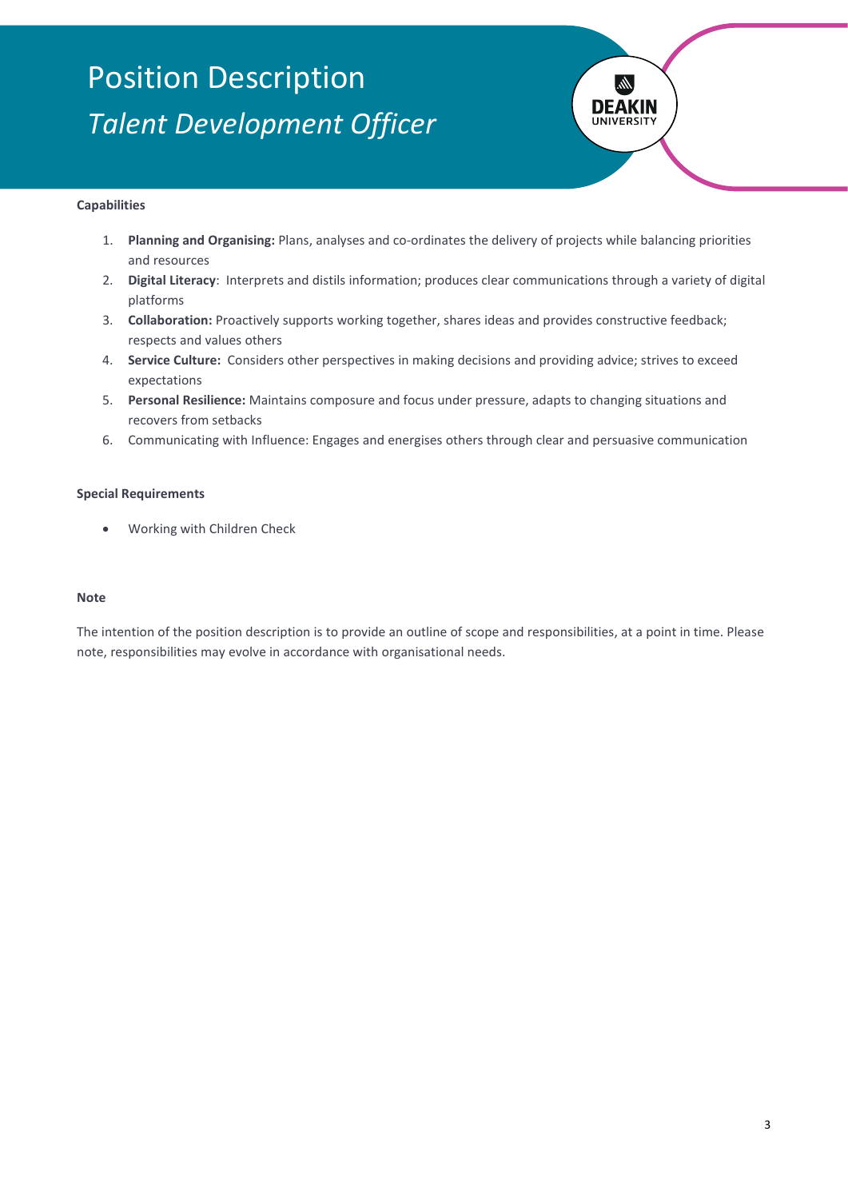# Position Description

## *Talent Development Officer*

**Capabilities**

1. **Planning and Organising:** Plans, analyses and co-ordinates the delivery of projects while balancing priorities and resources
2. **Digital Literacy**: Interprets and distils information; produces clear communications through a variety of digital platforms
3. **Collaboration:** Proactively supports working together, shares ideas and provides constructive feedback; respects and values others
4. **Service Culture:** Considers other perspectives in making decisions and providing advice; strives to exceed expectations
5. **Personal Resilience:** Maintains composure and focus under pressure, adapts to changing situations and recovers from setbacks
6. Communicating with Influence: Engages and energises others through clear and persuasive communication

**Special Requirements**

- Working with Children Check

**Note**

The intention of the position description is to provide an outline of scope and responsibilities, at a point in time. Please note, responsibilities may evolve in accordance with organisational needs.